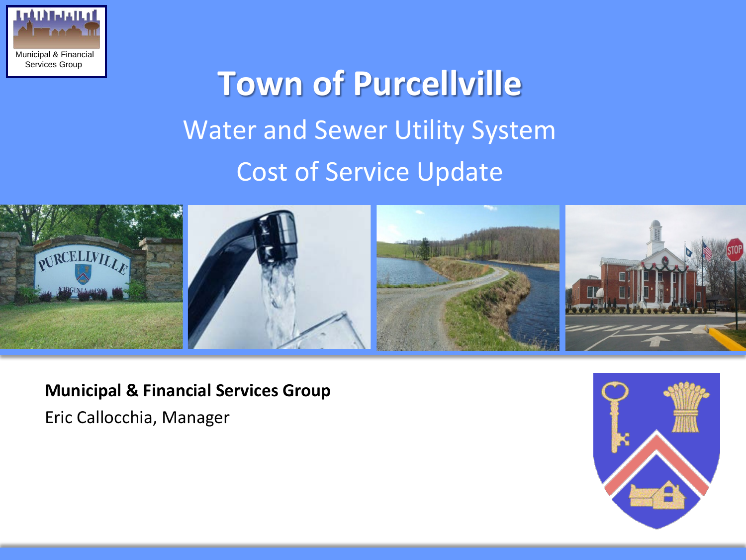Municipal & Financial Services Group

# Town of Purcellville

## Water and Sewer Utility System

## Cost of Service Update

**Municipal & Financial Services Group**

Eric Callocchia, Manager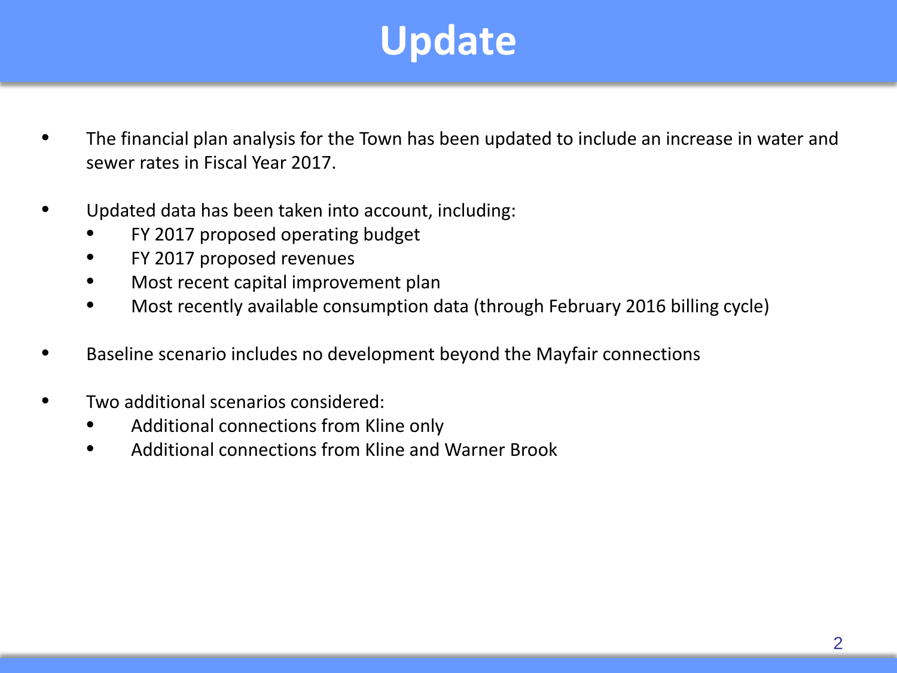# Update

- The financial plan analysis for the Town has been updated to include an increase in water and sewer rates in Fiscal Year 2017.

- Updated data has been taken into account, including:
  - FY 2017 proposed operating budget
  - FY 2017 proposed revenues
  - Most recent capital improvement plan
  - Most recently available consumption data (through February 2016 billing cycle)

- Baseline scenario includes no development beyond the Mayfair connections

- Two additional scenarios considered:
  - Additional connections from Kline only
  - Additional connections from Kline and Warner Brook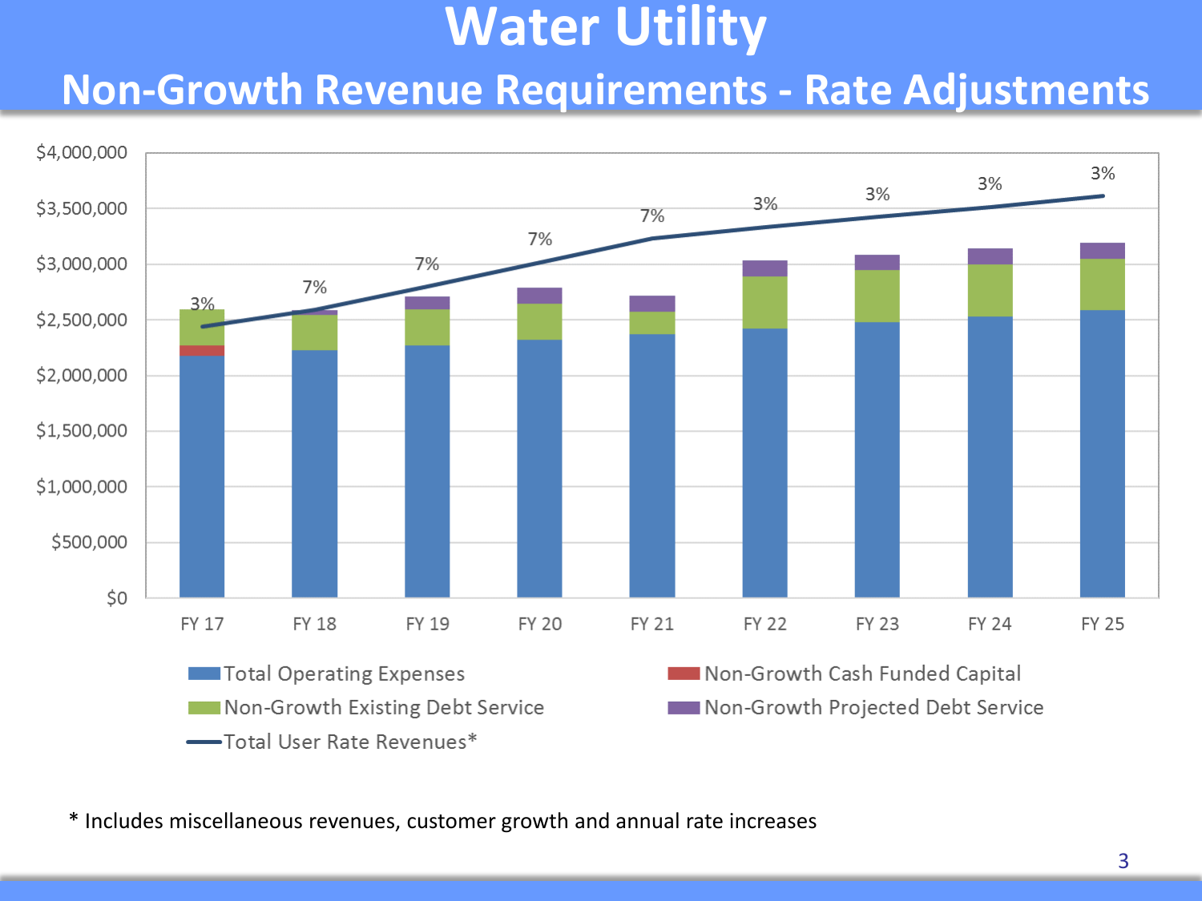# Water Utility

## Non-Growth Revenue Requirements - Rate Adjustments

$4,000,000
$3,500,000
$3,000,000
$2,500,000
$2,000,000
$1,500,000
$1,000,000
$500,000
$0

3%
7%
7%
7%
7%
3%
3%
3%
3%

FY 17
FY 18
FY 19
FY 20
FY 21
FY 22
FY 23
FY 24
FY 25

Total Operating Expenses
Non-Growth Cash Funded Capital
Non-Growth Existing Debt Service
Non-Growth Projected Debt Service
Total User Rate Revenues*

* Includes miscellaneous revenues, customer growth and annual rate increases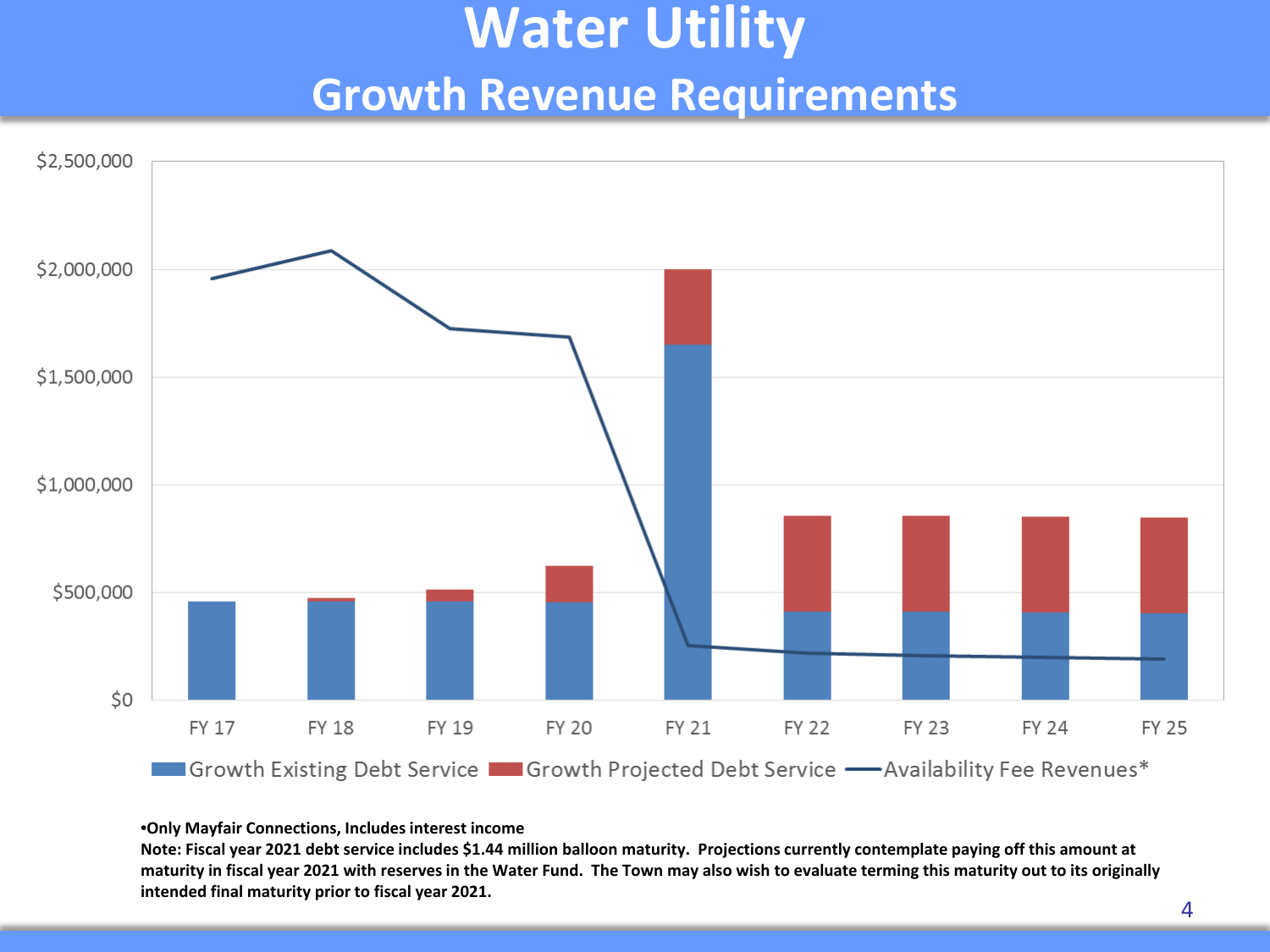# Water Utility

## Growth Revenue Requirements

$2,500,000
$2,000,000
$1,500,000
$1,000,000
$500,000
$0

FY 17
FY 18
FY 19
FY 20
FY 21
FY 22
FY 23
FY 24
FY 25

Growth Existing Debt Service
Growth Projected Debt Service
Availability Fee Revenues*

**•Only Mayfair Connections, Includes interest income**

**Note: Fiscal year 2021 debt service includes $1.44 million balloon maturity. Projections currently contemplate paying off this amount at maturity in fiscal year 2021 with reserves in the Water Fund. The Town may also wish to evaluate terming this maturity out to its originally intended final maturity prior to fiscal year 2021.**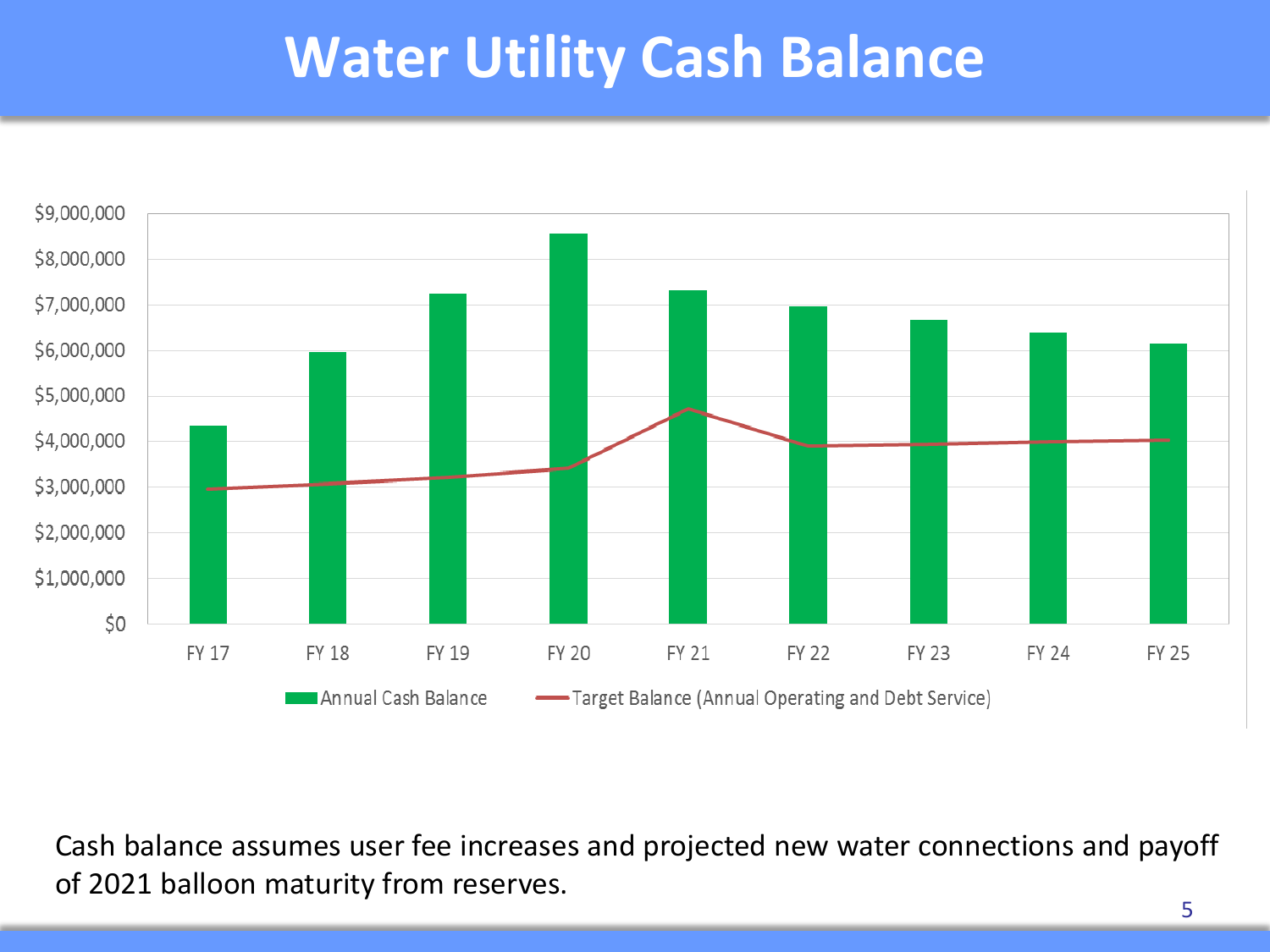# Water Utility Cash Balance

$9,000,000
$8,000,000
$7,000,000
$6,000,000
$5,000,000
$4,000,000
$3,000,000
$2,000,000
$1,000,000
$0

FY 17
FY 18
FY 19
FY 20
FY 21
FY 22
FY 23
FY 24
FY 25

Annual Cash Balance
Target Balance (Annual Operating and Debt Service)

Cash balance assumes user fee increases and projected new water connections and payoff of 2021 balloon maturity from reserves.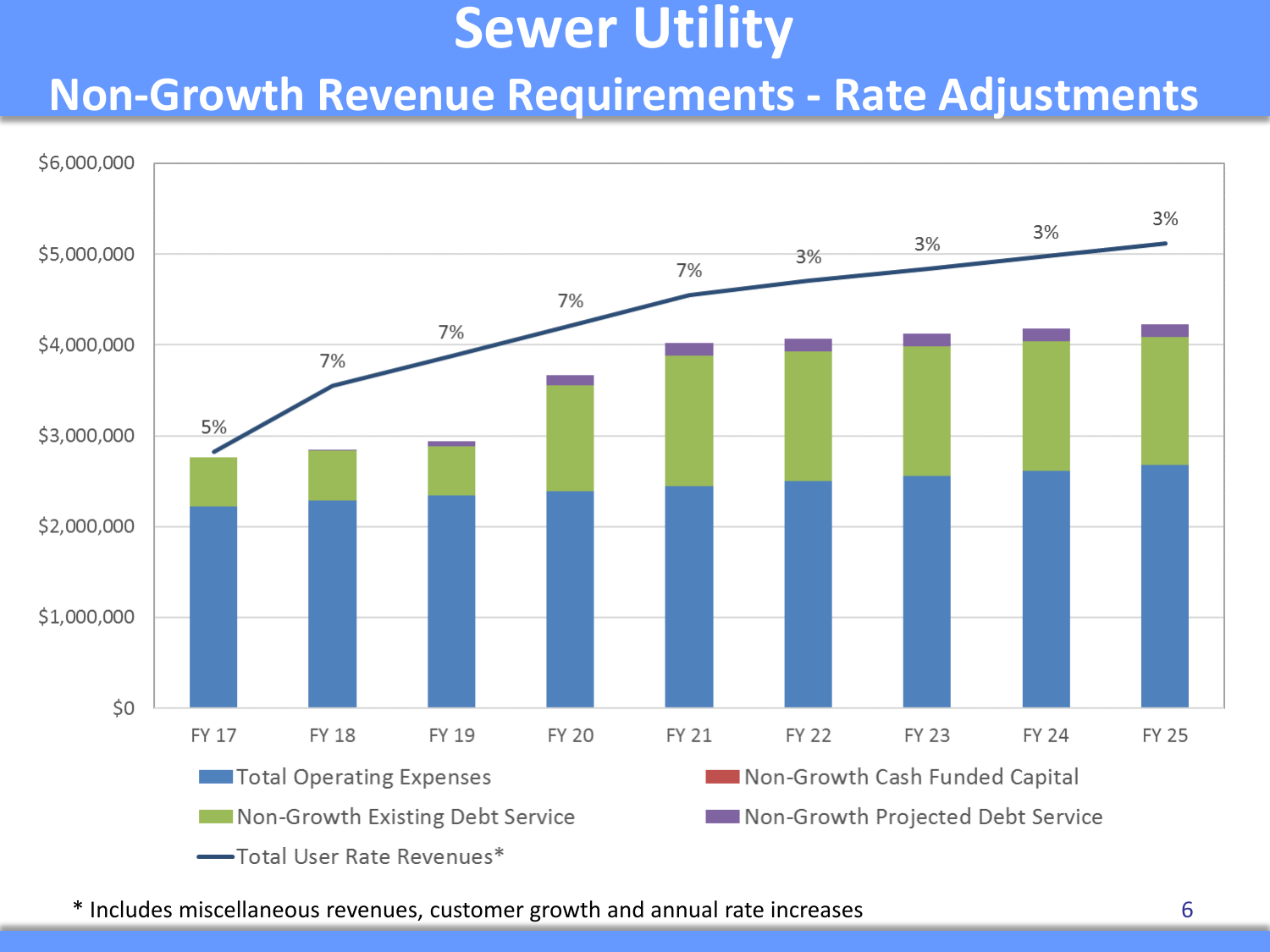# Sewer Utility

## Non-Growth Revenue Requirements - Rate Adjustments

$6,000,000
$5,000,000
$4,000,000
$3,000,000
$2,000,000
$1,000,000
$0

5%
7%
7%
7%
7%
3%
3%
3%
3%

FY 17
FY 18
FY 19
FY 20
FY 21
FY 22
FY 23
FY 24
FY 25

Total Operating Expenses
Non-Growth Cash Funded Capital
Non-Growth Existing Debt Service
Non-Growth Projected Debt Service
Total User Rate Revenues*

* Includes miscellaneous revenues, customer growth and annual rate increases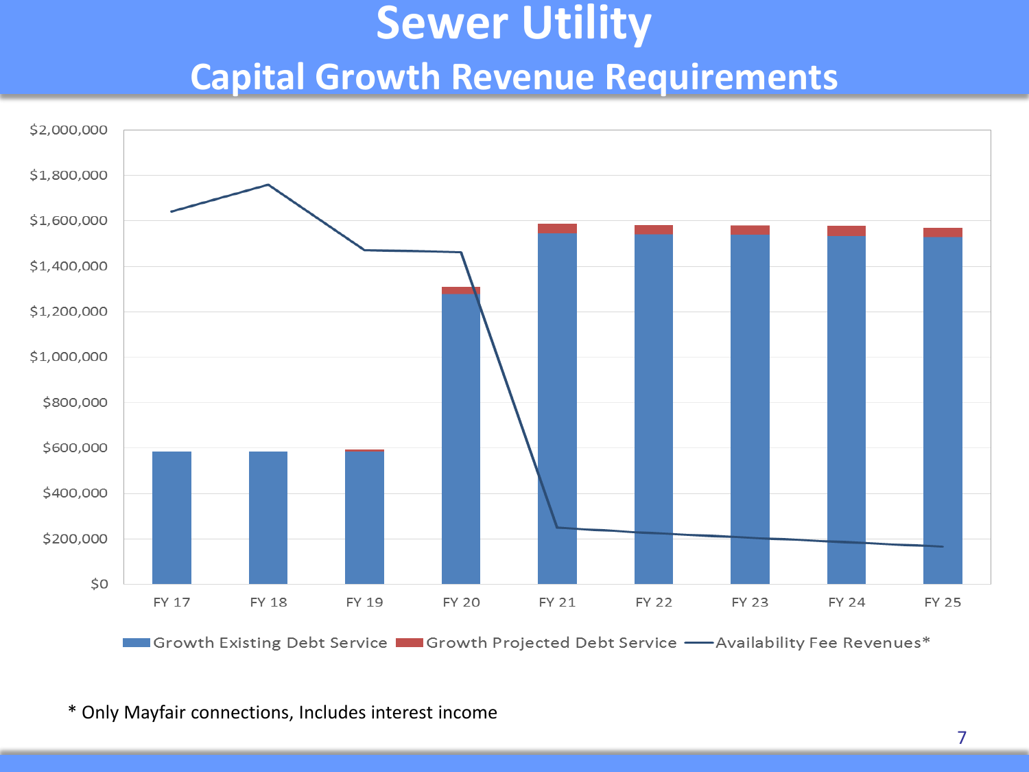# Sewer Utility

## Capital Growth Revenue Requirements

$2,000,000
$1,800,000
$1,600,000
$1,400,000
$1,200,000
$1,000,000
$800,000
$600,000
$400,000
$200,000
$0

FY 17 FY 18 FY 19 FY 20 FY 21 FY 22 FY 23 FY 24 FY 25

Growth Existing Debt Service
Growth Projected Debt Service
Availability Fee Revenues*

* Only Mayfair connections, Includes interest income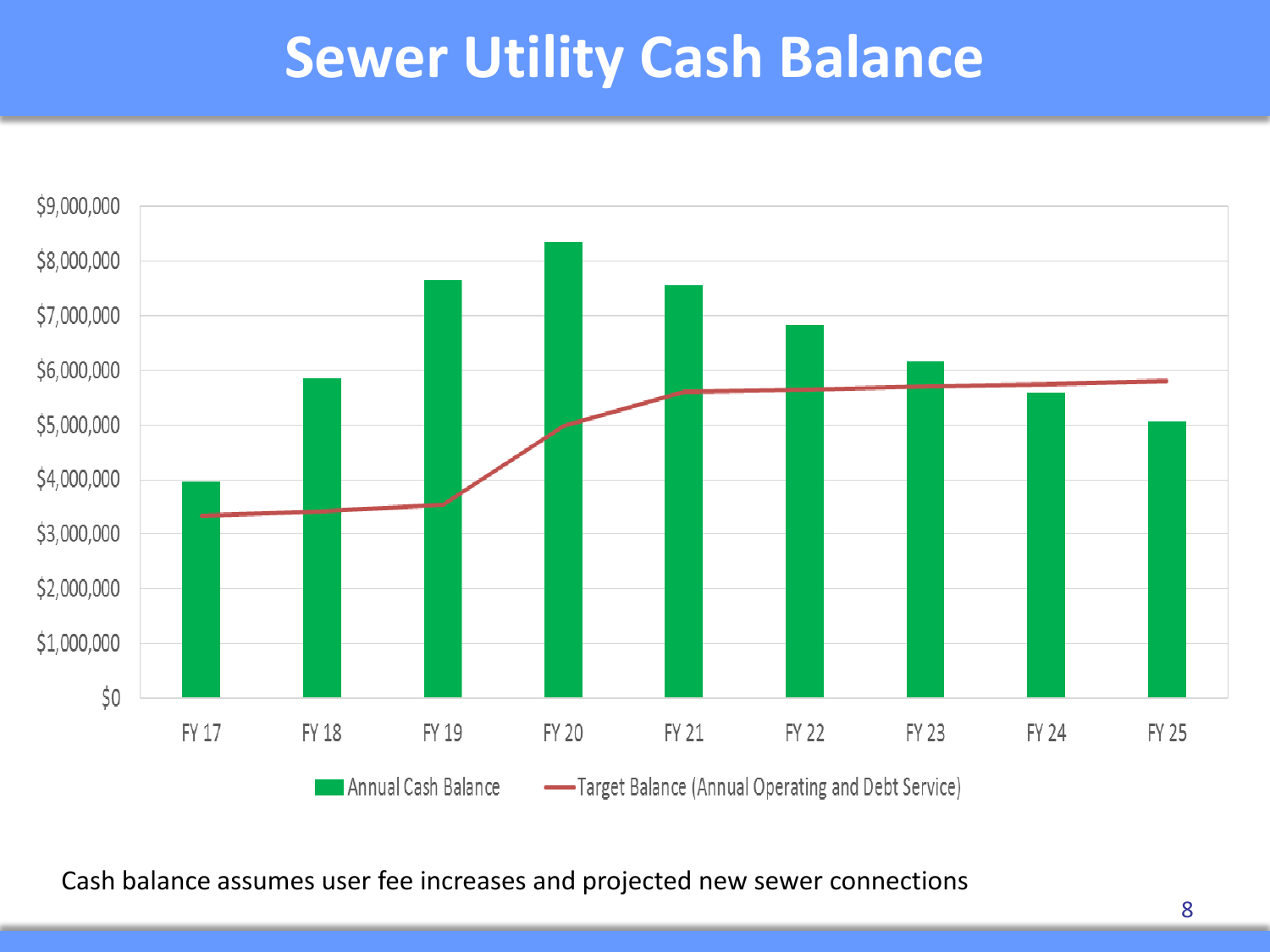# Sewer Utility Cash Balance

$9,000,000
$8,000,000
$7,000,000
$6,000,000
$5,000,000
$4,000,000
$3,000,000
$2,000,000
$1,000,000
$0

FY 17
FY 18
FY 19
FY 20
FY 21
FY 22
FY 23
FY 24
FY 25

Annual Cash Balance
Target Balance (Annual Operating and Debt Service)

Cash balance assumes user fee increases and projected new sewer connections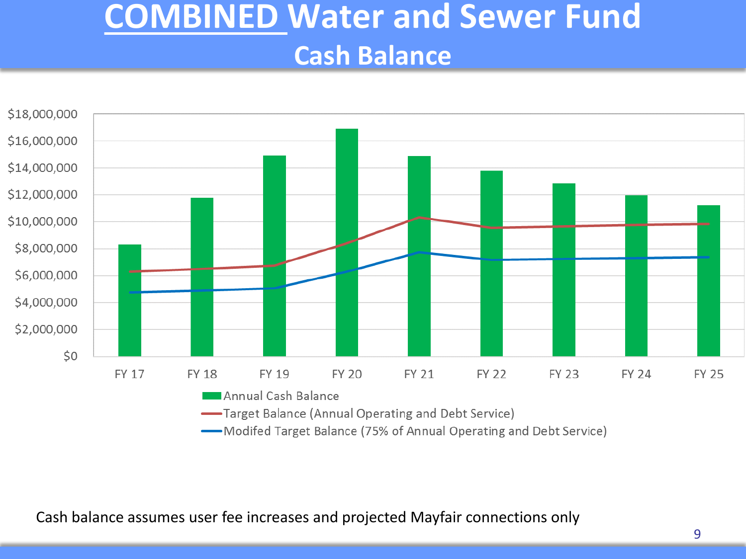# COMBINED Water and Sewer Fund

## Cash Balance

$18,000,000
$16,000,000
$14,000,000
$12,000,000
$10,000,000
$8,000,000
$6,000,000
$4,000,000
$2,000,000
$0

FY 17
FY 18
FY 19
FY 20
FY 21
FY 22
FY 23
FY 24
FY 25

Annual Cash Balance
Target Balance (Annual Operating and Debt Service)
Modifed Target Balance (75% of Annual Operating and Debt Service)

Cash balance assumes user fee increases and projected Mayfair connections only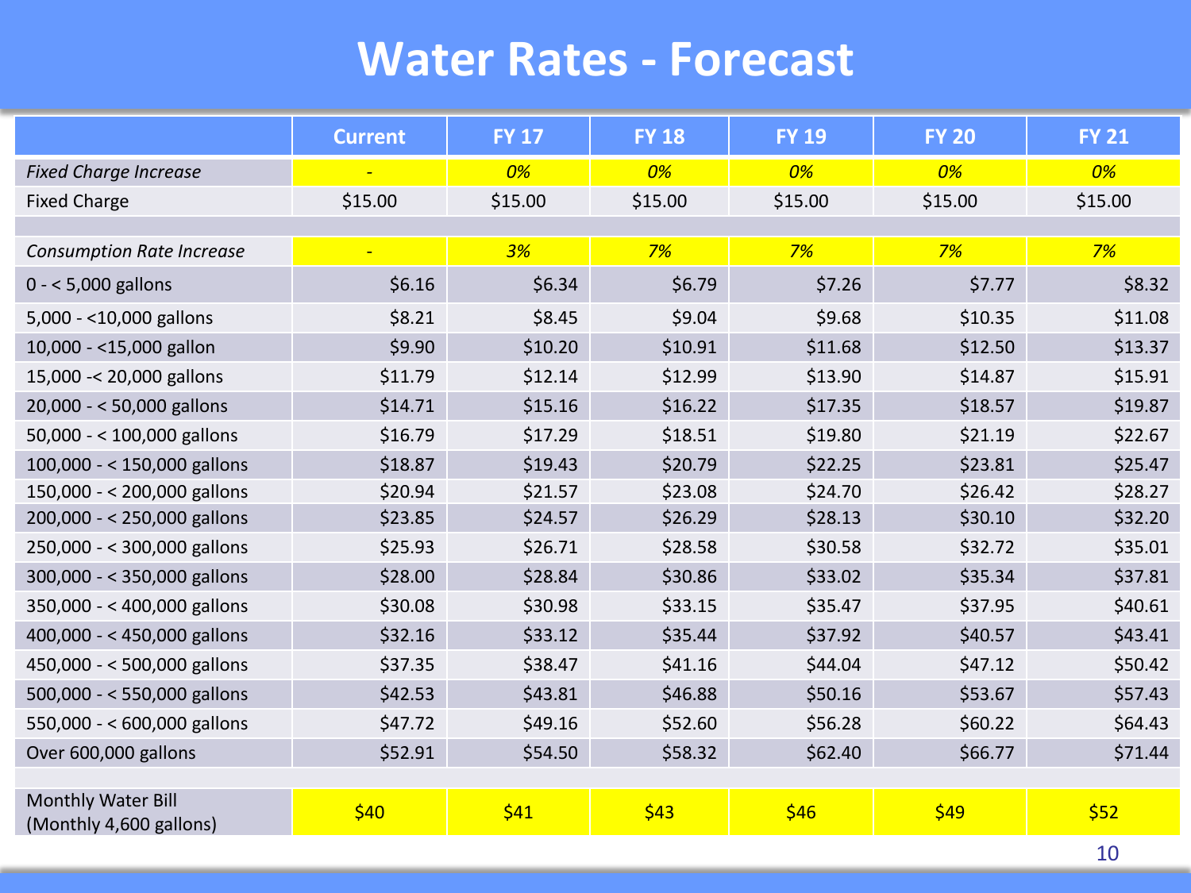# Water Rates - Forecast

| | Current | FY 17 | FY 18 | FY 19 | FY 20 | FY 21 |
|---|---|---|---|---|---|---|
| *Fixed Charge Increase* | *-* | *0%* | *0%* | *0%* | *0%* | *0%* |
| Fixed Charge | $15.00 | $15.00 | $15.00 | $15.00 | $15.00 | $15.00 |
| | | | | | | |
| *Consumption Rate Increase* | *-* | *3%* | *7%* | *7%* | *7%* | *7%* |
| 0 - < 5,000 gallons | $6.16 | $6.34 | $6.79 | $7.26 | $7.77 | $8.32 |
| 5,000 - <10,000 gallons | $8.21 | $8.45 | $9.04 | $9.68 | $10.35 | $11.08 |
| 10,000 - <15,000 gallon | $9.90 | $10.20 | $10.91 | $11.68 | $12.50 | $13.37 |
| 15,000 -< 20,000 gallons | $11.79 | $12.14 | $12.99 | $13.90 | $14.87 | $15.91 |
| 20,000 - < 50,000 gallons | $14.71 | $15.16 | $16.22 | $17.35 | $18.57 | $19.87 |
| 50,000 - < 100,000 gallons | $16.79 | $17.29 | $18.51 | $19.80 | $21.19 | $22.67 |
| 100,000 - < 150,000 gallons | $18.87 | $19.43 | $20.79 | $22.25 | $23.81 | $25.47 |
| 150,000 - < 200,000 gallons | $20.94 | $21.57 | $23.08 | $24.70 | $26.42 | $28.27 |
| 200,000 - < 250,000 gallons | $23.85 | $24.57 | $26.29 | $28.13 | $30.10 | $32.20 |
| 250,000 - < 300,000 gallons | $25.93 | $26.71 | $28.58 | $30.58 | $32.72 | $35.01 |
| 300,000 - < 350,000 gallons | $28.00 | $28.84 | $30.86 | $33.02 | $35.34 | $37.81 |
| 350,000 - < 400,000 gallons | $30.08 | $30.98 | $33.15 | $35.47 | $37.95 | $40.61 |
| 400,000 - < 450,000 gallons | $32.16 | $33.12 | $35.44 | $37.92 | $40.57 | $43.41 |
| 450,000 - < 500,000 gallons | $37.35 | $38.47 | $41.16 | $44.04 | $47.12 | $50.42 |
| 500,000 - < 550,000 gallons | $42.53 | $43.81 | $46.88 | $50.16 | $53.67 | $57.43 |
| 550,000 - < 600,000 gallons | $47.72 | $49.16 | $52.60 | $56.28 | $60.22 | $64.43 |
| Over 600,000 gallons | $52.91 | $54.50 | $58.32 | $62.40 | $66.77 | $71.44 |
| | | | | | | |
| Monthly Water Bill (Monthly 4,600 gallons) | $40 | $41 | $43 | $46 | $49 | $52 |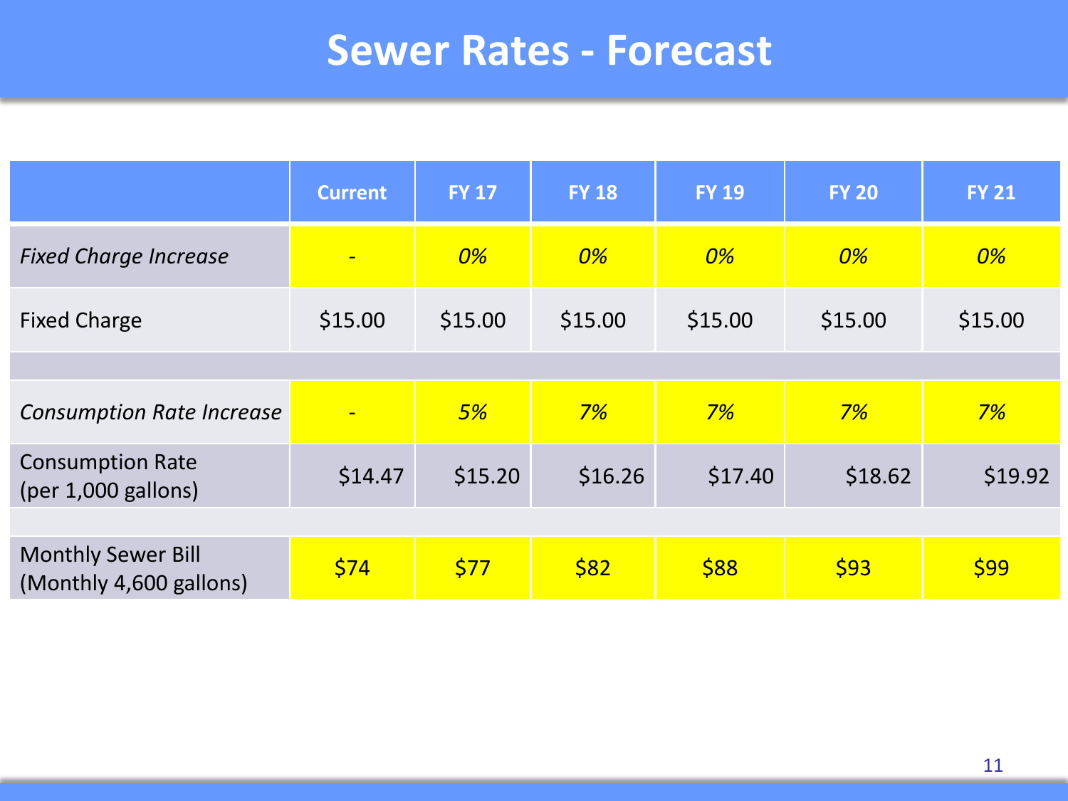# Sewer Rates - Forecast

| | Current | FY 17 | FY 18 | FY 19 | FY 20 | FY 21 |
|---|---|---|---|---|---|---|
| *Fixed Charge Increase* | - | *0%* | *0%* | *0%* | *0%* | *0%* |
| Fixed Charge | $15.00 | $15.00 | $15.00 | $15.00 | $15.00 | $15.00 |
| | | | | | | |
| *Consumption Rate Increase* | - | *5%* | *7%* | *7%* | *7%* | *7%* |
| Consumption Rate (per 1,000 gallons) | $14.47 | $15.20 | $16.26 | $17.40 | $18.62 | $19.92 |
| | | | | | | |
| Monthly Sewer Bill (Monthly 4,600 gallons) | $74 | $77 | $82 | $88 | $93 | $99 |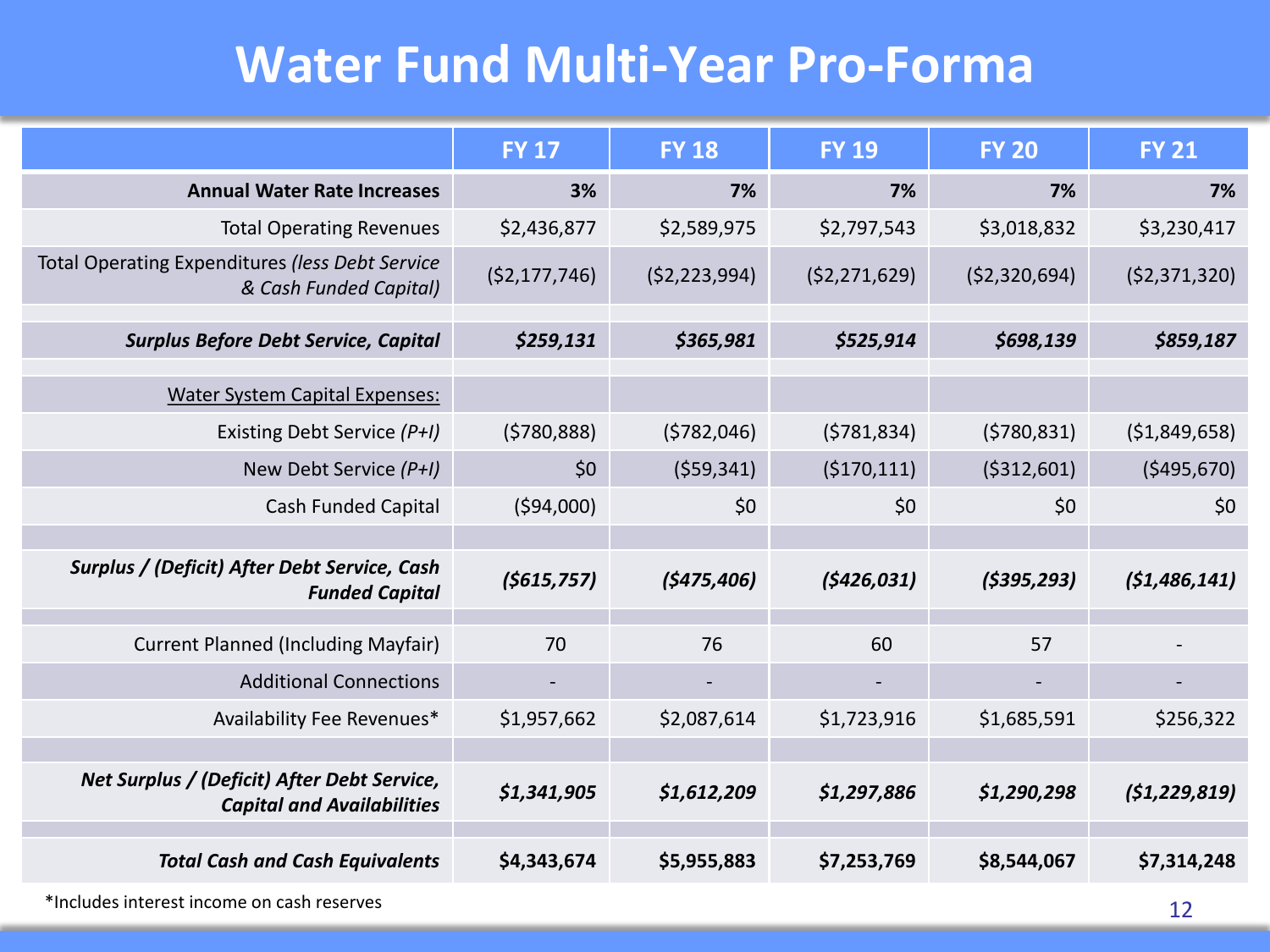# Water Fund Multi-Year Pro-Forma

| | FY 17 | FY 18 | FY 19 | FY 20 | FY 21 |
|---|---|---|---|---|---|
| **Annual Water Rate Increases** | **3%** | **7%** | **7%** | **7%** | **7%** |
| Total Operating Revenues | $2,436,877 | $2,589,975 | $2,797,543 | $3,018,832 | $3,230,417 |
| Total Operating Expenditures *(less Debt Service & Cash Funded Capital)* | ($2,177,746) | ($2,223,994) | ($2,271,629) | ($2,320,694) | ($2,371,320) |
| | | | | | |
| ***Surplus Before Debt Service, Capital*** | ***$259,131*** | ***$365,981*** | ***$525,914*** | ***$698,139*** | ***$859,187*** |
| | | | | | |
| Water System Capital Expenses: | | | | | |
| Existing Debt Service *(P+I)* | ($780,888) | ($782,046) | ($781,834) | ($780,831) | ($1,849,658) |
| New Debt Service *(P+I)* | $0 | ($59,341) | ($170,111) | ($312,601) | ($495,670) |
| Cash Funded Capital | ($94,000) | $0 | $0 | $0 | $0 |
| | | | | | |
| ***Surplus / (Deficit) After Debt Service, Cash Funded Capital*** | ***($615,757)*** | ***($475,406)*** | ***($426,031)*** | ***($395,293)*** | ***($1,486,141)*** |
| | | | | | |
| Current Planned (Including Mayfair) | 70 | 76 | 60 | 57 | - |
| Additional Connections | - | - | - | - | - |
| Availability Fee Revenues* | $1,957,662 | $2,087,614 | $1,723,916 | $1,685,591 | $256,322 |
| | | | | | |
| ***Net Surplus / (Deficit) After Debt Service, Capital and Availabilities*** | ***$1,341,905*** | ***$1,612,209*** | ***$1,297,886*** | ***$1,290,298*** | ***($1,229,819)*** |
| | | | | | |
| ***Total Cash and Cash Equivalents*** | **$4,343,674** | **$5,955,883** | **$7,253,769** | **$8,544,067** | **$7,314,248** |

*Includes interest income on cash reserves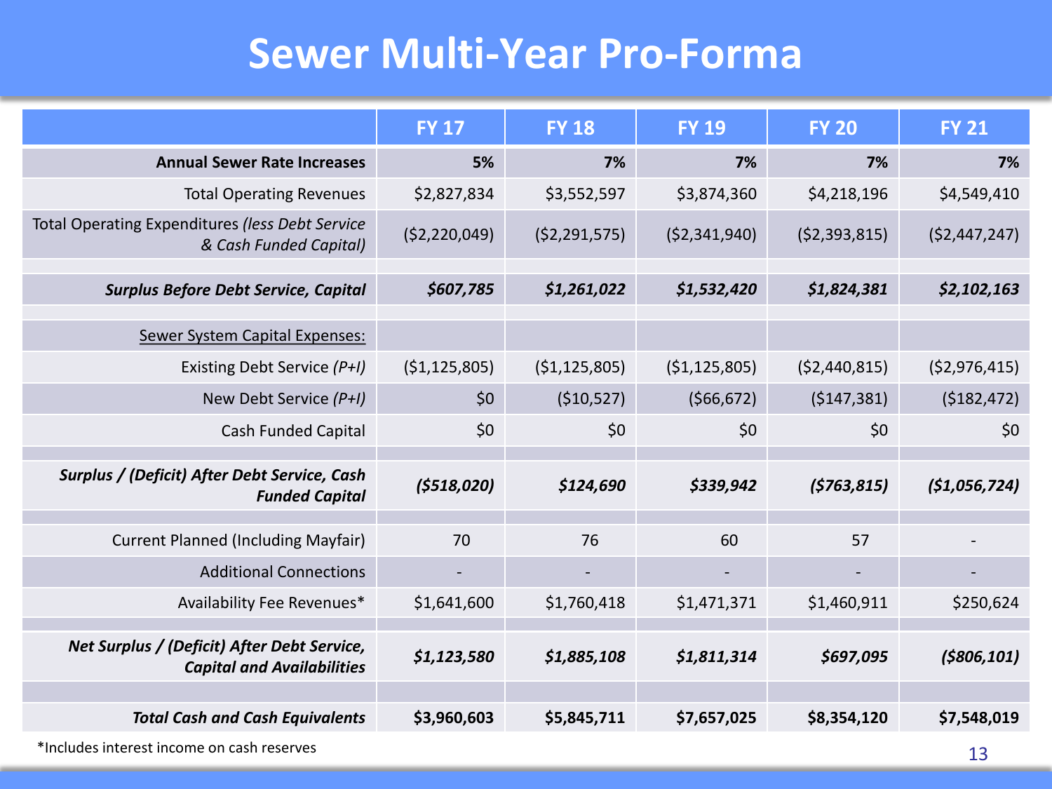# Sewer Multi-Year Pro-Forma

| | FY 17 | FY 18 | FY 19 | FY 20 | FY 21 |
|---|---|---|---|---|---|
| **Annual Sewer Rate Increases** | **5%** | **7%** | **7%** | **7%** | **7%** |
| Total Operating Revenues | $2,827,834 | $3,552,597 | $3,874,360 | $4,218,196 | $4,549,410 |
| Total Operating Expenditures *(less Debt Service & Cash Funded Capital)* | ($2,220,049) | ($2,291,575) | ($2,341,940) | ($2,393,815) | ($2,447,247) |
| | | | | | |
| ***Surplus Before Debt Service, Capital*** | ***$607,785*** | ***$1,261,022*** | ***$1,532,420*** | ***$1,824,381*** | ***$2,102,163*** |
| | | | | | |
| Sewer System Capital Expenses: | | | | | |
| Existing Debt Service *(P+I)* | ($1,125,805) | ($1,125,805) | ($1,125,805) | ($2,440,815) | ($2,976,415) |
| New Debt Service *(P+I)* | $0 | ($10,527) | ($66,672) | ($147,381) | ($182,472) |
| Cash Funded Capital | $0 | $0 | $0 | $0 | $0 |
| | | | | | |
| ***Surplus / (Deficit) After Debt Service, Cash Funded Capital*** | ***($518,020)*** | ***$124,690*** | ***$339,942*** | ***($763,815)*** | ***($1,056,724)*** |
| | | | | | |
| Current Planned (Including Mayfair) | 70 | 76 | 60 | 57 | - |
| Additional Connections | - | - | - | - | - |
| Availability Fee Revenues* | $1,641,600 | $1,760,418 | $1,471,371 | $1,460,911 | $250,624 |
| | | | | | |
| ***Net Surplus / (Deficit) After Debt Service, Capital and Availabilities*** | ***$1,123,580*** | ***$1,885,108*** | ***$1,811,314*** | ***$697,095*** | ***($806,101)*** |
| | | | | | |
| ***Total Cash and Cash Equivalents*** | **$3,960,603** | **$5,845,711** | **$7,657,025** | **$8,354,120** | **$7,548,019** |

*Includes interest income on cash reserves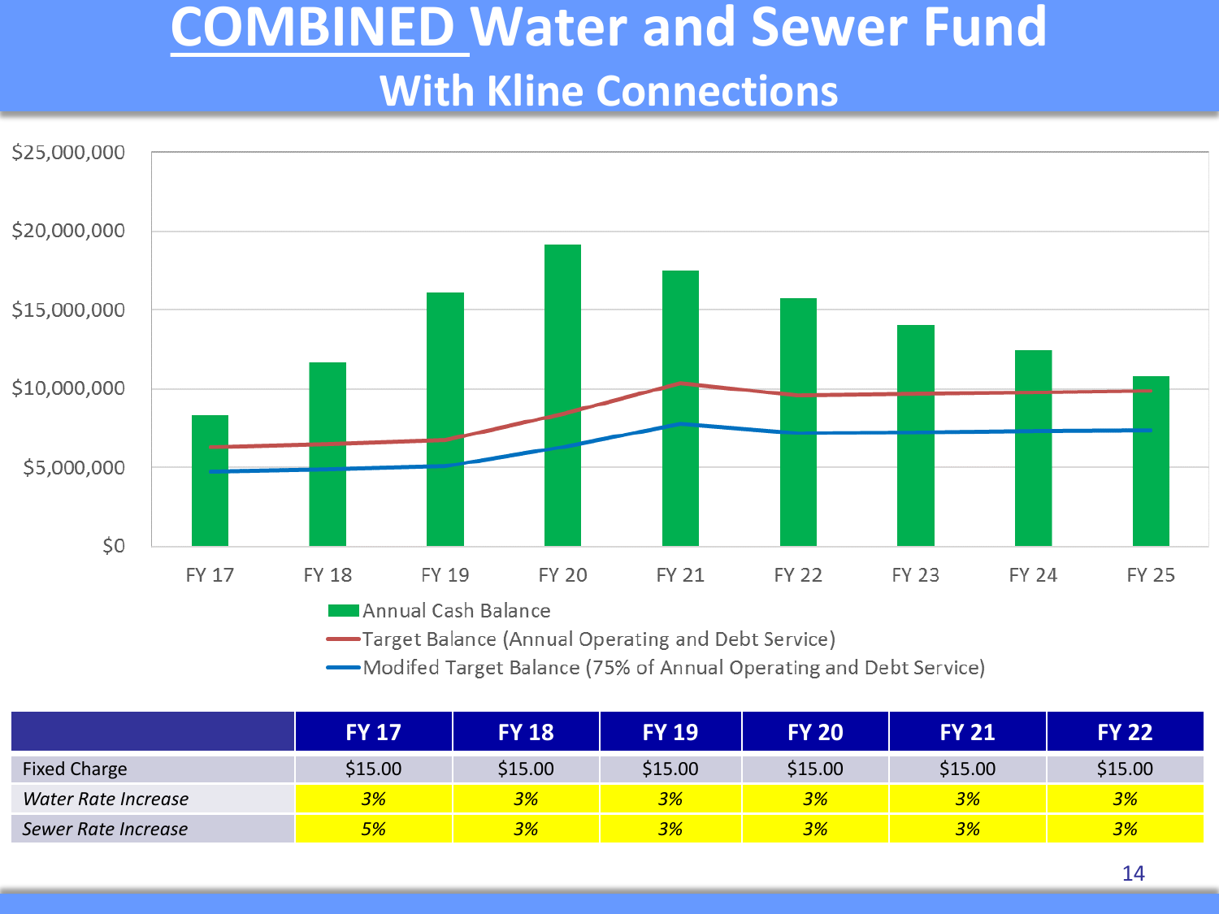# COMBINED Water and Sewer Fund

## With Kline Connections

$25,000,000

$20,000,000

$15,000,000

$10,000,000

$5,000,000

$0

FY 17 FY 18 FY 19 FY 20 FY 21 FY 22 FY 23 FY 24 FY 25

- Annual Cash Balance
- Target Balance (Annual Operating and Debt Service)
- Modifed Target Balance (75% of Annual Operating and Debt Service)

| | FY 17 | FY 18 | FY 19 | FY 20 | FY 21 | FY 22 |
|---|---|---|---|---|---|---|
| Fixed Charge | $15.00 | $15.00 | $15.00 | $15.00 | $15.00 | $15.00 |
| *Water Rate Increase* | *3%* | *3%* | *3%* | *3%* | *3%* | *3%* |
| *Sewer Rate Increase* | *5%* | *3%* | *3%* | *3%* | *3%* | *3%* |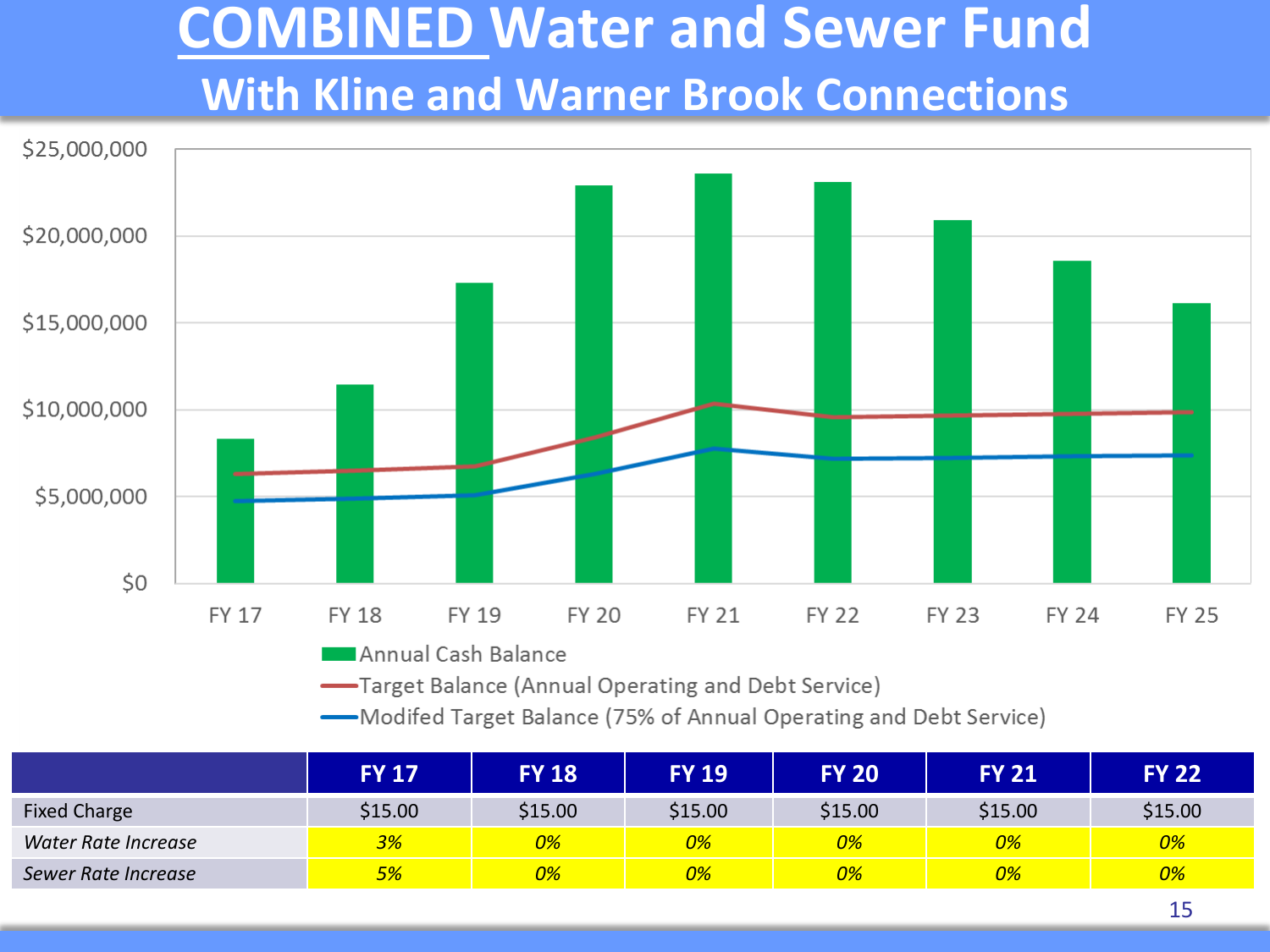# COMBINED Water and Sewer Fund

## With Kline and Warner Brook Connections

$25,000,000
$20,000,000
$15,000,000
$10,000,000
$5,000,000
$0

FY 17
FY 18
FY 19
FY 20
FY 21
FY 22
FY 23
FY 24
FY 25

Annual Cash Balance
Target Balance (Annual Operating and Debt Service)
Modifed Target Balance (75% of Annual Operating and Debt Service)

| | FY 17 | FY 18 | FY 19 | FY 20 | FY 21 | FY 22 |
|---|---|---|---|---|---|---|
| Fixed Charge | $15.00 | $15.00 | $15.00 | $15.00 | $15.00 | $15.00 |
| *Water Rate Increase* | *3%* | *0%* | *0%* | *0%* | *0%* | *0%* |
| *Sewer Rate Increase* | *5%* | *0%* | *0%* | *0%* | *0%* | *0%* |